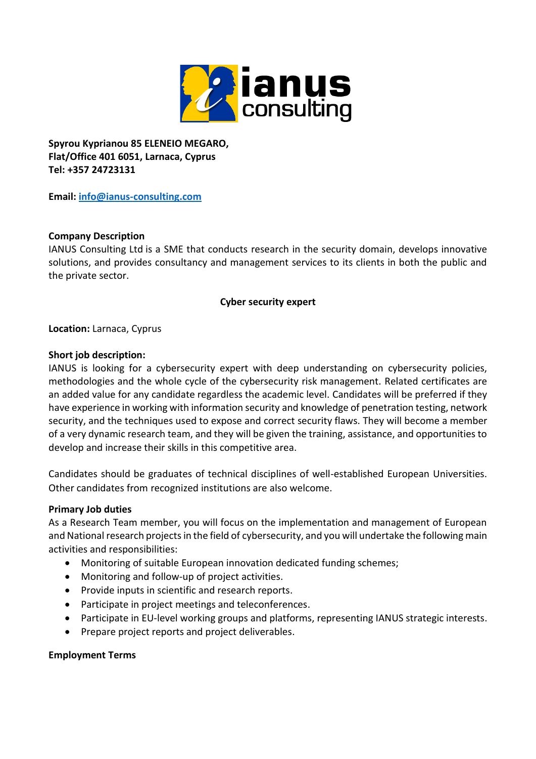**Spyrou Kyprianou 85 ELENEIO MEGARO,**
**Flat/Office 401 6051, Larnaca, Cyprus**
**Tel: +357 24723131**

**Email:** [info@ianus-consulting.com](mailto:info@ianus-consulting.com)

**Company Description**

IANUS Consulting Ltd is a SME that conducts research in the security domain, develops innovative solutions, and provides consultancy and management services to its clients in both the public and the private sector.

## Cyber security expert

**Location:** Larnaca, Cyprus

**Short job description:**

IANUS is looking for a cybersecurity expert with deep understanding on cybersecurity policies, methodologies and the whole cycle of the cybersecurity risk management. Related certificates are an added value for any candidate regardless the academic level. Candidates will be preferred if they have experience in working with information security and knowledge of penetration testing, network security, and the techniques used to expose and correct security flaws. They will become a member of a very dynamic research team, and they will be given the training, assistance, and opportunities to develop and increase their skills in this competitive area.

Candidates should be graduates of technical disciplines of well-established European Universities. Other candidates from recognized institutions are also welcome.

**Primary Job duties**

As a Research Team member, you will focus on the implementation and management of European and National research projects in the field of cybersecurity, and you will undertake the following main activities and responsibilities:

- Monitoring of suitable European innovation dedicated funding schemes;
- Monitoring and follow-up of project activities.
- Provide inputs in scientific and research reports.
- Participate in project meetings and teleconferences.
- Participate in EU-level working groups and platforms, representing IANUS strategic interests.
- Prepare project reports and project deliverables.

**Employment Terms**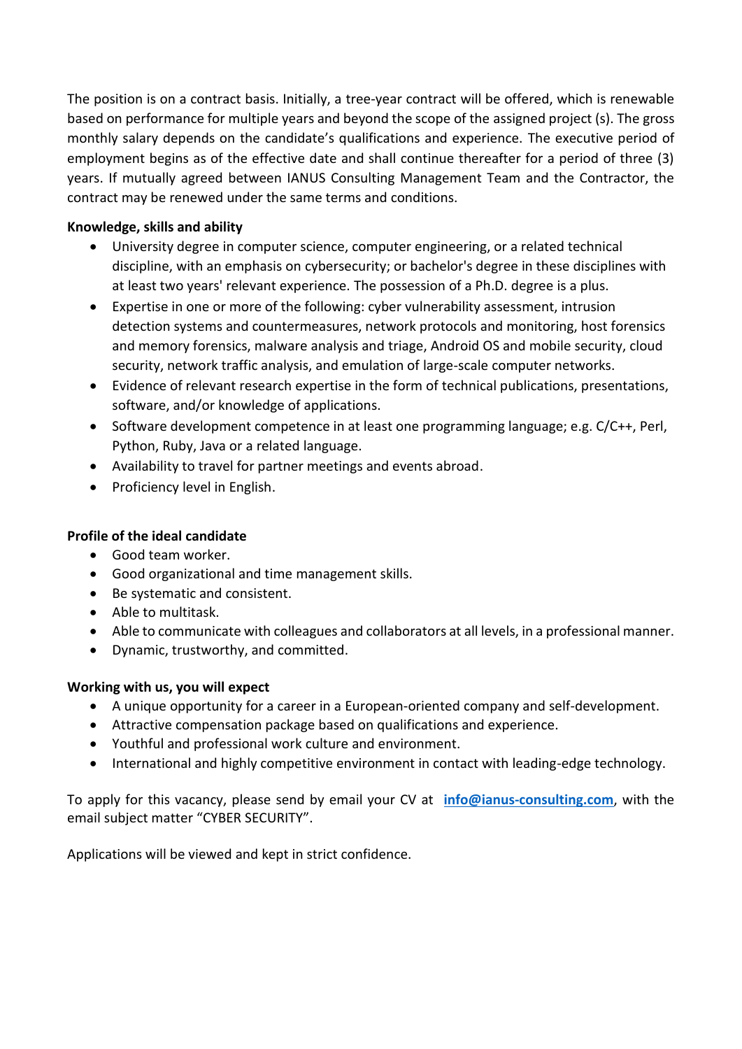The position is on a contract basis. Initially, a tree-year contract will be offered, which is renewable based on performance for multiple years and beyond the scope of the assigned project (s). The gross monthly salary depends on the candidate's qualifications and experience. The executive period of employment begins as of the effective date and shall continue thereafter for a period of three (3) years. If mutually agreed between IANUS Consulting Management Team and the Contractor, the contract may be renewed under the same terms and conditions.

**Knowledge, skills and ability**

- University degree in computer science, computer engineering, or a related technical discipline, with an emphasis on cybersecurity; or bachelor's degree in these disciplines with at least two years' relevant experience. The possession of a Ph.D. degree is a plus.
- Expertise in one or more of the following: cyber vulnerability assessment, intrusion detection systems and countermeasures, network protocols and monitoring, host forensics and memory forensics, malware analysis and triage, Android OS and mobile security, cloud security, network traffic analysis, and emulation of large-scale computer networks.
- Evidence of relevant research expertise in the form of technical publications, presentations, software, and/or knowledge of applications.
- Software development competence in at least one programming language; e.g. C/C++, Perl, Python, Ruby, Java or a related language.
- Availability to travel for partner meetings and events abroad.
- Proficiency level in English.

**Profile of the ideal candidate**

- Good team worker.
- Good organizational and time management skills.
- Be systematic and consistent.
- Able to multitask.
- Able to communicate with colleagues and collaborators at all levels, in a professional manner.
- Dynamic, trustworthy, and committed.

**Working with us, you will expect**

- A unique opportunity for a career in a European-oriented company and self-development.
- Attractive compensation package based on qualifications and experience.
- Youthful and professional work culture and environment.
- International and highly competitive environment in contact with leading-edge technology.

To apply for this vacancy, please send by email your CV at **info@ianus-consulting.com**, with the email subject matter "CYBER SECURITY".

Applications will be viewed and kept in strict confidence.